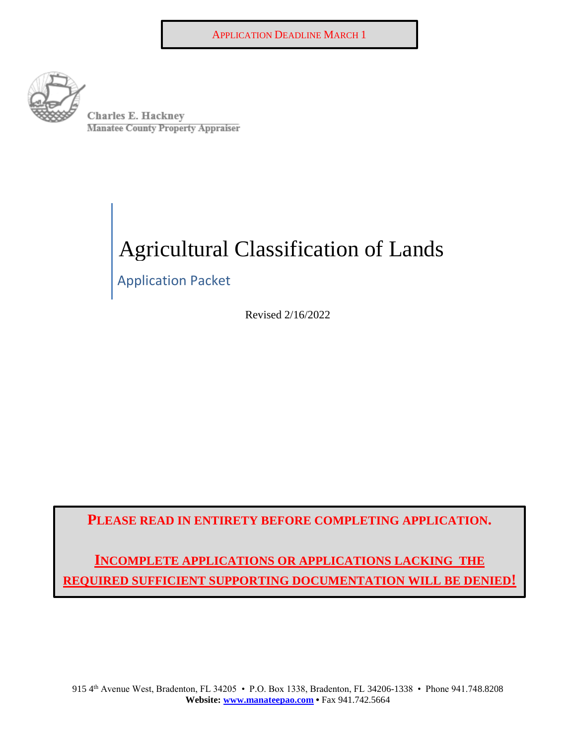**APPLICATION DEADLINE MARCH 1**

Charles E. Hackney
Manatee County Property Appraiser

# Agricultural Classification of Lands

## Application Packet

Revised 2/16/2022

**PLEASE READ IN ENTIRETY BEFORE COMPLETING APPLICATION.**

**INCOMPLETE APPLICATIONS OR APPLICATIONS LACKING THE REQUIRED SUFFICIENT SUPPORTING DOCUMENTATION WILL BE DENIED!**

915 4th Avenue West, Bradenton, FL 34205 • P.O. Box 1338, Bradenton, FL 34206-1338 • Phone 941.748.8208
**Website:** www.manateepao.com • Fax 941.742.5664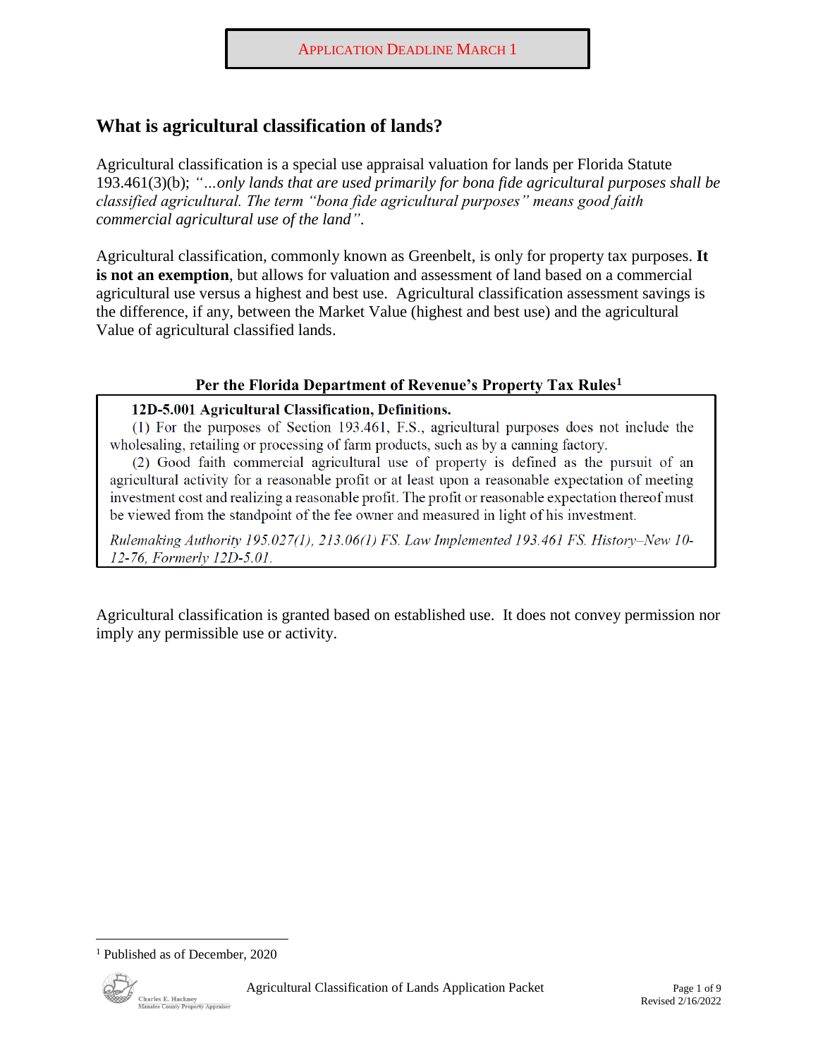**APPLICATION DEADLINE MARCH 1**

## What is agricultural classification of lands?

Agricultural classification is a special use appraisal valuation for lands per Florida Statute 193.461(3)(b); *"…only lands that are used primarily for bona fide agricultural purposes shall be classified agricultural. The term "bona fide agricultural purposes" means good faith commercial agricultural use of the land"*.

Agricultural classification, commonly known as Greenbelt, is only for property tax purposes. **It is not an exemption**, but allows for valuation and assessment of land based on a commercial agricultural use versus a highest and best use. Agricultural classification assessment savings is the difference, if any, between the Market Value (highest and best use) and the agricultural Value of agricultural classified lands.

**Per the Florida Department of Revenue's Property Tax Rules[1]**

> **12D-5.001 Agricultural Classification, Definitions.**
>
> (1) For the purposes of Section 193.461, F.S., agricultural purposes does not include the wholesaling, retailing or processing of farm products, such as by a canning factory.
>
> (2) Good faith commercial agricultural use of property is defined as the pursuit of an agricultural activity for a reasonable profit or at least upon a reasonable expectation of meeting investment cost and realizing a reasonable profit. The profit or reasonable expectation thereof must be viewed from the standpoint of the fee owner and measured in light of his investment.
>
> *Rulemaking Authority 195.027(1), 213.06(1) FS. Law Implemented 193.461 FS. History–New 10-12-76, Formerly 12D-5.01.*

Agricultural classification is granted based on established use. It does not convey permission nor imply any permissible use or activity.

---

[1] Published as of December, 2020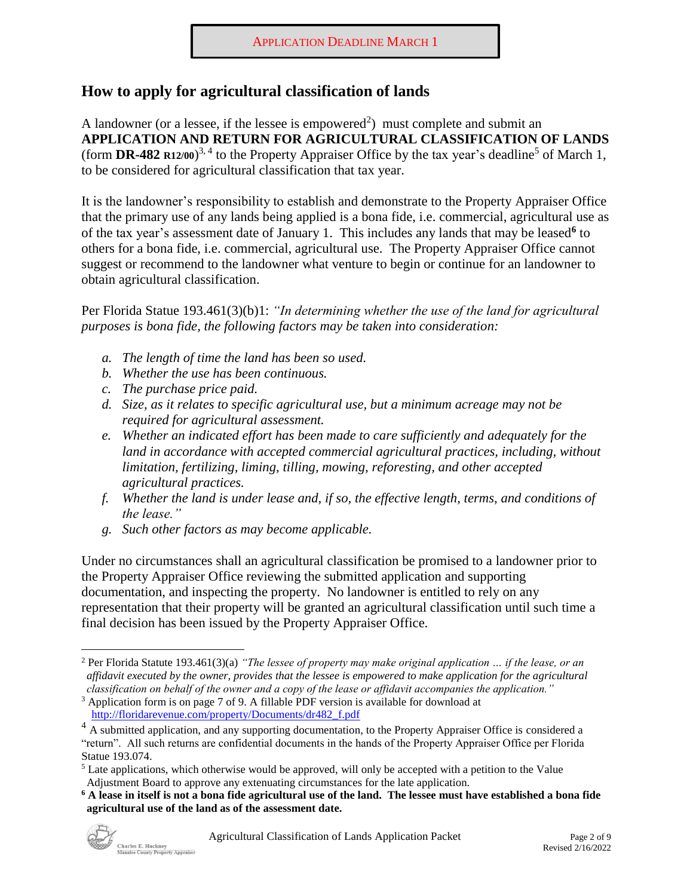APPLICATION DEADLINE MARCH 1

## How to apply for agricultural classification of lands

A landowner (or a lessee, if the lessee is empowered[2]) must complete and submit an **APPLICATION AND RETURN FOR AGRICULTURAL CLASSIFICATION OF LANDS** (form **DR-482 R12/00**)[3, 4] to the Property Appraiser Office by the tax year's deadline[5] of March 1, to be considered for agricultural classification that tax year.

It is the landowner's responsibility to establish and demonstrate to the Property Appraiser Office that the primary use of any lands being applied is a bona fide, i.e. commercial, agricultural use as of the tax year's assessment date of January 1. This includes any lands that may be leased[6] to others for a bona fide, i.e. commercial, agricultural use. The Property Appraiser Office cannot suggest or recommend to the landowner what venture to begin or continue for an landowner to obtain agricultural classification.

Per Florida Statue 193.461(3)(b)1: *"In determining whether the use of the land for agricultural purposes is bona fide, the following factors may be taken into consideration:*

*a. The length of time the land has been so used.*
*b. Whether the use has been continuous.*
*c. The purchase price paid.*
*d. Size, as it relates to specific agricultural use, but a minimum acreage may not be required for agricultural assessment.*
*e. Whether an indicated effort has been made to care sufficiently and adequately for the land in accordance with accepted commercial agricultural practices, including, without limitation, fertilizing, liming, tilling, mowing, reforesting, and other accepted agricultural practices.*
*f. Whether the land is under lease and, if so, the effective length, terms, and conditions of the lease."*
*g. Such other factors as may become applicable.*

Under no circumstances shall an agricultural classification be promised to a landowner prior to the Property Appraiser Office reviewing the submitted application and supporting documentation, and inspecting the property. No landowner is entitled to rely on any representation that their property will be granted an agricultural classification until such time a final decision has been issued by the Property Appraiser Office.

---

[2] Per Florida Statute 193.461(3)(a) *"The lessee of property may make original application … if the lease, or an affidavit executed by the owner, provides that the lessee is empowered to make application for the agricultural classification on behalf of the owner and a copy of the lease or affidavit accompanies the application."*

[3] Application form is on page 7 of 9. A fillable PDF version is available for download at http://floridarevenue.com/property/Documents/dr482_f.pdf

[4] A submitted application, and any supporting documentation, to the Property Appraiser Office is considered a "return". All such returns are confidential documents in the hands of the Property Appraiser Office per Florida Statue 193.074.

[5] Late applications, which otherwise would be approved, will only be accepted with a petition to the Value Adjustment Board to approve any extenuating circumstances for the late application.

[6] **A lease in itself is not a bona fide agricultural use of the land. The lessee must have established a bona fide agricultural use of the land as of the assessment date.**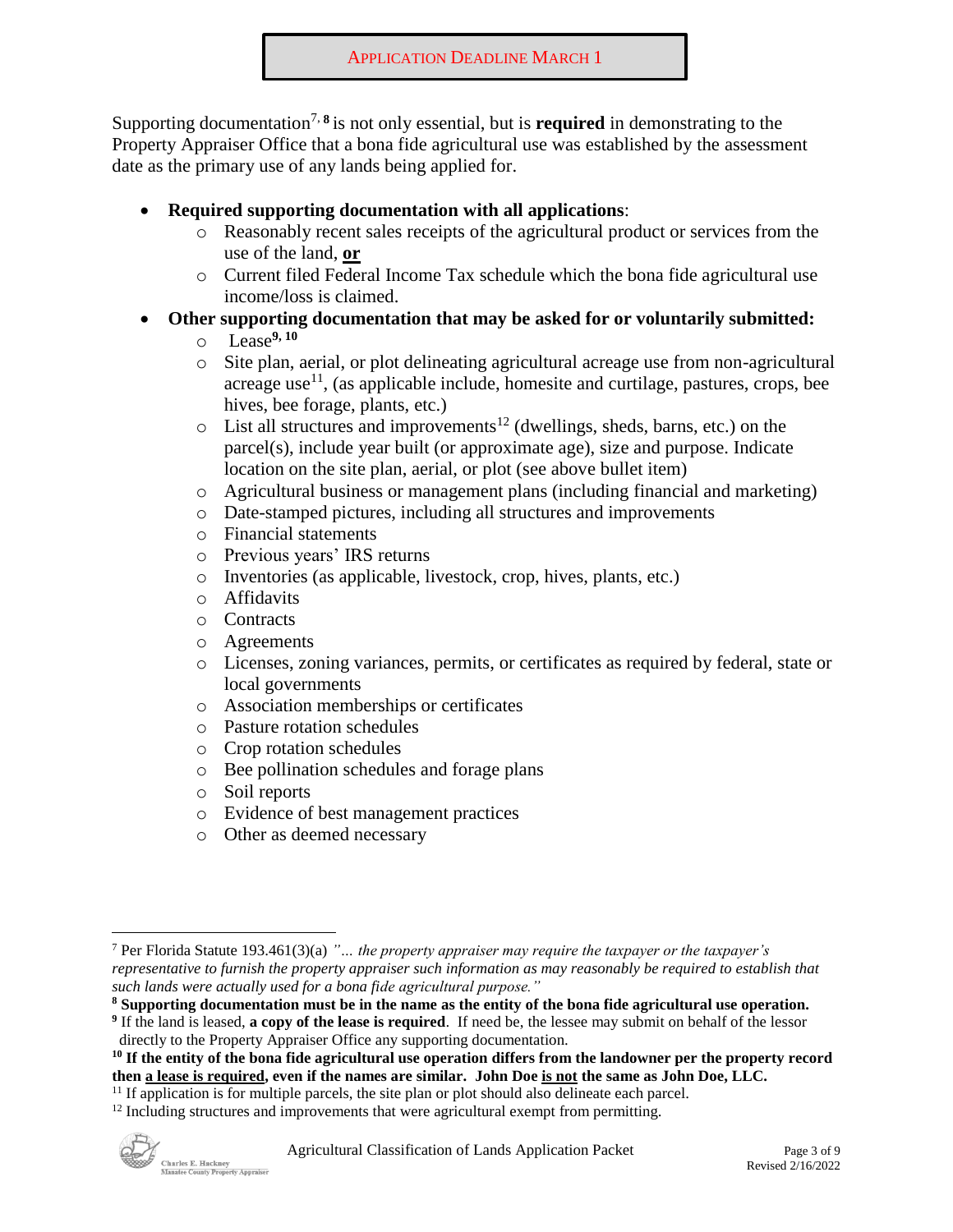**APPLICATION DEADLINE MARCH 1**

Supporting documentation[7, 8] is not only essential, but is **required** in demonstrating to the Property Appraiser Office that a bona fide agricultural use was established by the assessment date as the primary use of any lands being applied for.

- **Required supporting documentation with all applications**:
  - Reasonably recent sales receipts of the agricultural product or services from the use of the land, **or**
  - Current filed Federal Income Tax schedule which the bona fide agricultural use income/loss is claimed.
- **Other supporting documentation that may be asked for or voluntarily submitted:**
  - Lease[9, 10]
  - Site plan, aerial, or plot delineating agricultural acreage use from non-agricultural acreage use[11], (as applicable include, homesite and curtilage, pastures, crops, bee hives, bee forage, plants, etc.)
  - List all structures and improvements[12] (dwellings, sheds, barns, etc.) on the parcel(s), include year built (or approximate age), size and purpose. Indicate location on the site plan, aerial, or plot (see above bullet item)
  - Agricultural business or management plans (including financial and marketing)
  - Date-stamped pictures, including all structures and improvements
  - Financial statements
  - Previous years' IRS returns
  - Inventories (as applicable, livestock, crop, hives, plants, etc.)
  - Affidavits
  - Contracts
  - Agreements
  - Licenses, zoning variances, permits, or certificates as required by federal, state or local governments
  - Association memberships or certificates
  - Pasture rotation schedules
  - Crop rotation schedules
  - Bee pollination schedules and forage plans
  - Soil reports
  - Evidence of best management practices
  - Other as deemed necessary

---

[7] Per Florida Statute 193.461(3)(a) *"… the property appraiser may require the taxpayer or the taxpayer's representative to furnish the property appraiser such information as may reasonably be required to establish that such lands were actually used for a bona fide agricultural purpose."*

[8] **Supporting documentation must be in the name as the entity of the bona fide agricultural use operation.**

[9] If the land is leased, **a copy of the lease is required**. If need be, the lessee may submit on behalf of the lessor directly to the Property Appraiser Office any supporting documentation.

[10] **If the entity of the bona fide agricultural use operation differs from the landowner per the property record then a lease is required, even if the names are similar. John Doe is not the same as John Doe, LLC.**

[11] If application is for multiple parcels, the site plan or plot should also delineate each parcel.

[12] Including structures and improvements that were agricultural exempt from permitting.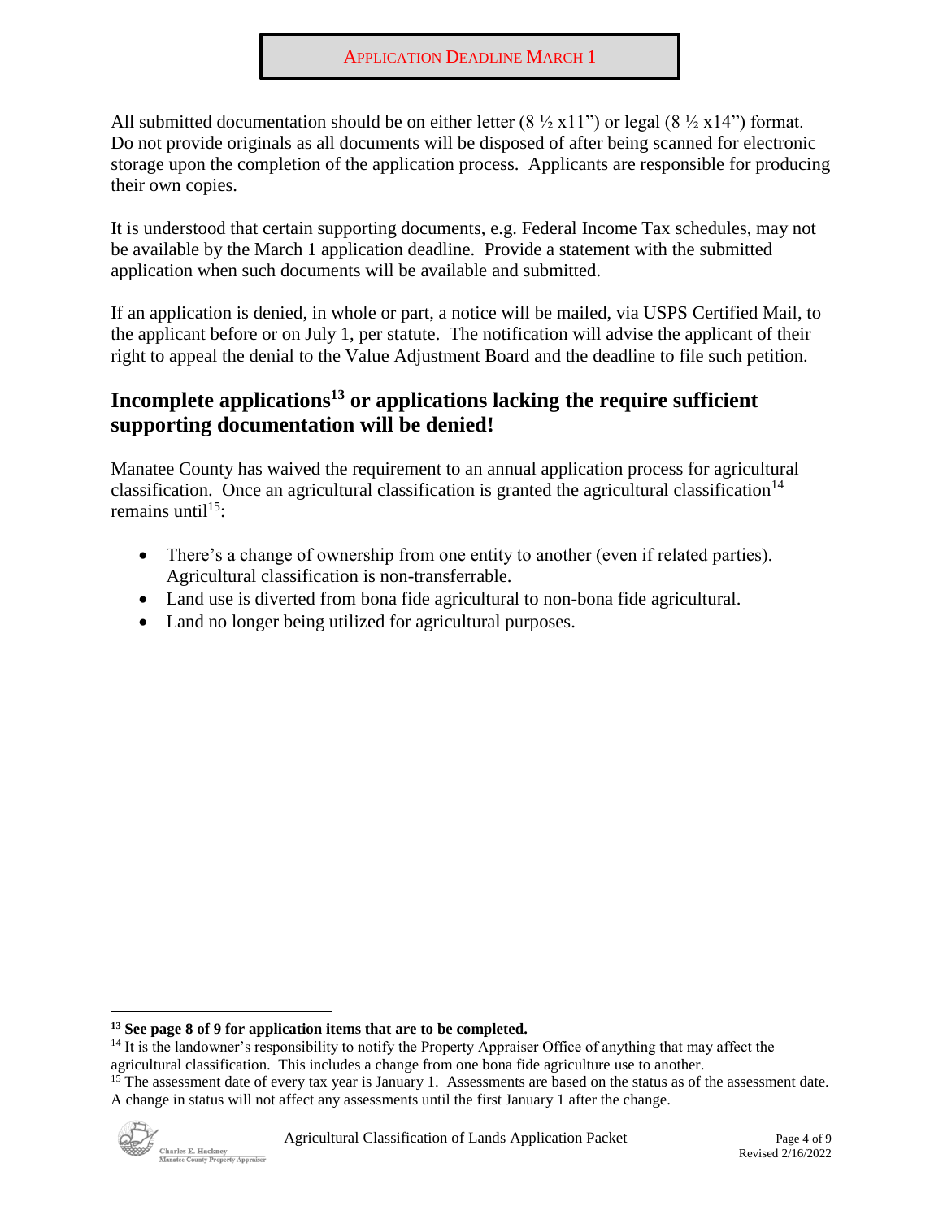APPLICATION DEADLINE MARCH 1

All submitted documentation should be on either letter (8 ½ x11”) or legal (8 ½ x14”) format. Do not provide originals as all documents will be disposed of after being scanned for electronic storage upon the completion of the application process. Applicants are responsible for producing their own copies.

It is understood that certain supporting documents, e.g. Federal Income Tax schedules, may not be available by the March 1 application deadline. Provide a statement with the submitted application when such documents will be available and submitted.

If an application is denied, in whole or part, a notice will be mailed, via USPS Certified Mail, to the applicant before or on July 1, per statute. The notification will advise the applicant of their right to appeal the denial to the Value Adjustment Board and the deadline to file such petition.

## Incomplete applications[13] or applications lacking the require sufficient supporting documentation will be denied!

Manatee County has waived the requirement to an annual application process for agricultural classification. Once an agricultural classification is granted the agricultural classification[14] remains until[15]:

- There’s a change of ownership from one entity to another (even if related parties). Agricultural classification is non-transferrable.
- Land use is diverted from bona fide agricultural to non-bona fide agricultural.
- Land no longer being utilized for agricultural purposes.

---

**[13] See page 8 of 9 for application items that are to be completed.**

[14] It is the landowner’s responsibility to notify the Property Appraiser Office of anything that may affect the agricultural classification. This includes a change from one bona fide agriculture use to another.

[15] The assessment date of every tax year is January 1. Assessments are based on the status as of the assessment date. A change in status will not affect any assessments until the first January 1 after the change.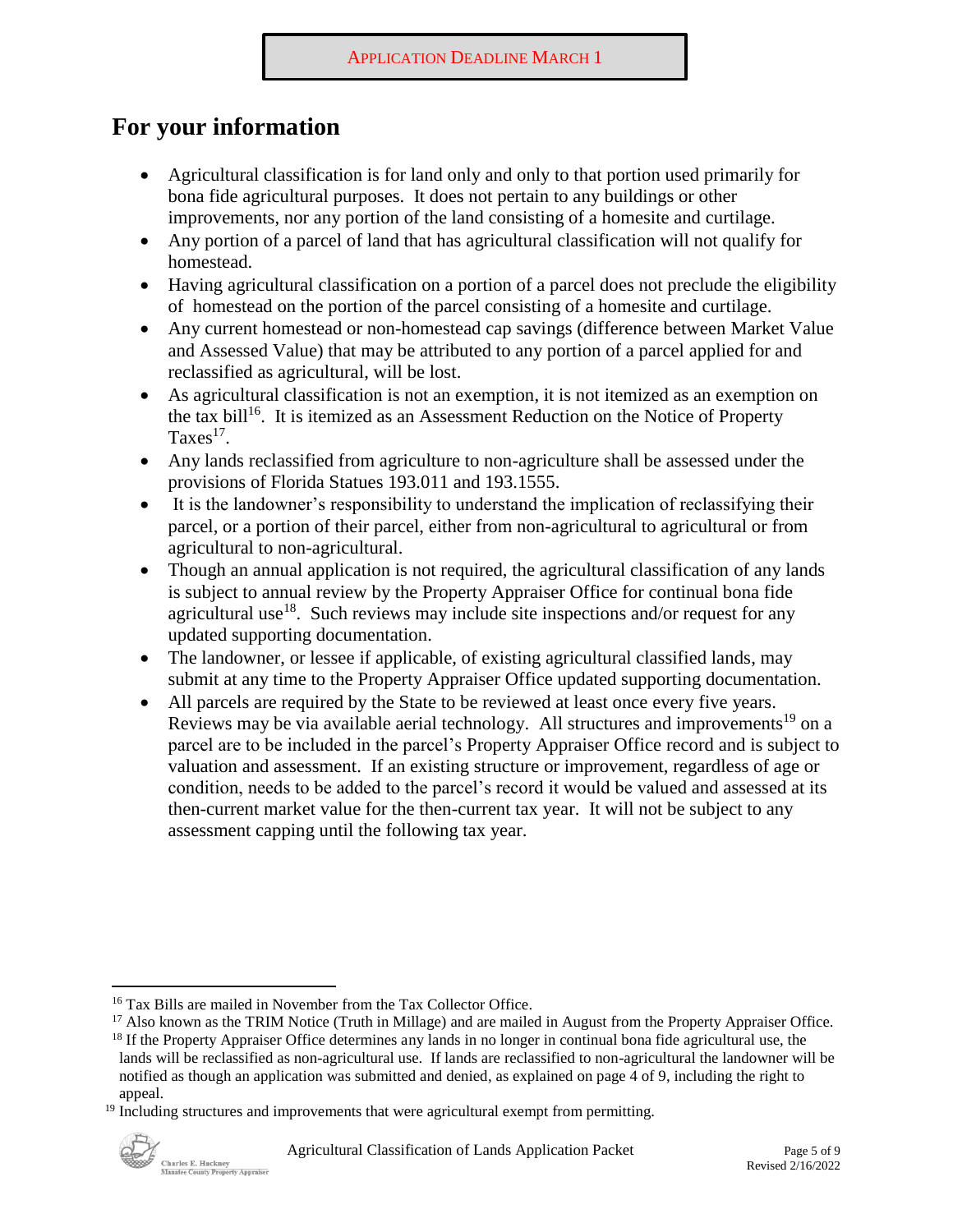APPLICATION DEADLINE MARCH 1

# For your information

- Agricultural classification is for land only and only to that portion used primarily for bona fide agricultural purposes. It does not pertain to any buildings or other improvements, nor any portion of the land consisting of a homesite and curtilage.
- Any portion of a parcel of land that has agricultural classification will not qualify for homestead.
- Having agricultural classification on a portion of a parcel does not preclude the eligibility of homestead on the portion of the parcel consisting of a homesite and curtilage.
- Any current homestead or non-homestead cap savings (difference between Market Value and Assessed Value) that may be attributed to any portion of a parcel applied for and reclassified as agricultural, will be lost.
- As agricultural classification is not an exemption, it is not itemized as an exemption on the tax bill[16]. It is itemized as an Assessment Reduction on the Notice of Property Taxes[17].
- Any lands reclassified from agriculture to non-agriculture shall be assessed under the provisions of Florida Statues 193.011 and 193.1555.
- It is the landowner's responsibility to understand the implication of reclassifying their parcel, or a portion of their parcel, either from non-agricultural to agricultural or from agricultural to non-agricultural.
- Though an annual application is not required, the agricultural classification of any lands is subject to annual review by the Property Appraiser Office for continual bona fide agricultural use[18]. Such reviews may include site inspections and/or request for any updated supporting documentation.
- The landowner, or lessee if applicable, of existing agricultural classified lands, may submit at any time to the Property Appraiser Office updated supporting documentation.
- All parcels are required by the State to be reviewed at least once every five years. Reviews may be via available aerial technology. All structures and improvements[19] on a parcel are to be included in the parcel's Property Appraiser Office record and is subject to valuation and assessment. If an existing structure or improvement, regardless of age or condition, needs to be added to the parcel's record it would be valued and assessed at its then-current market value for the then-current tax year. It will not be subject to any assessment capping until the following tax year.

---

[16] Tax Bills are mailed in November from the Tax Collector Office.

[17] Also known as the TRIM Notice (Truth in Millage) and are mailed in August from the Property Appraiser Office.

[18] If the Property Appraiser Office determines any lands in no longer in continual bona fide agricultural use, the lands will be reclassified as non-agricultural use. If lands are reclassified to non-agricultural the landowner will be notified as though an application was submitted and denied, as explained on page 4 of 9, including the right to appeal.

[19] Including structures and improvements that were agricultural exempt from permitting.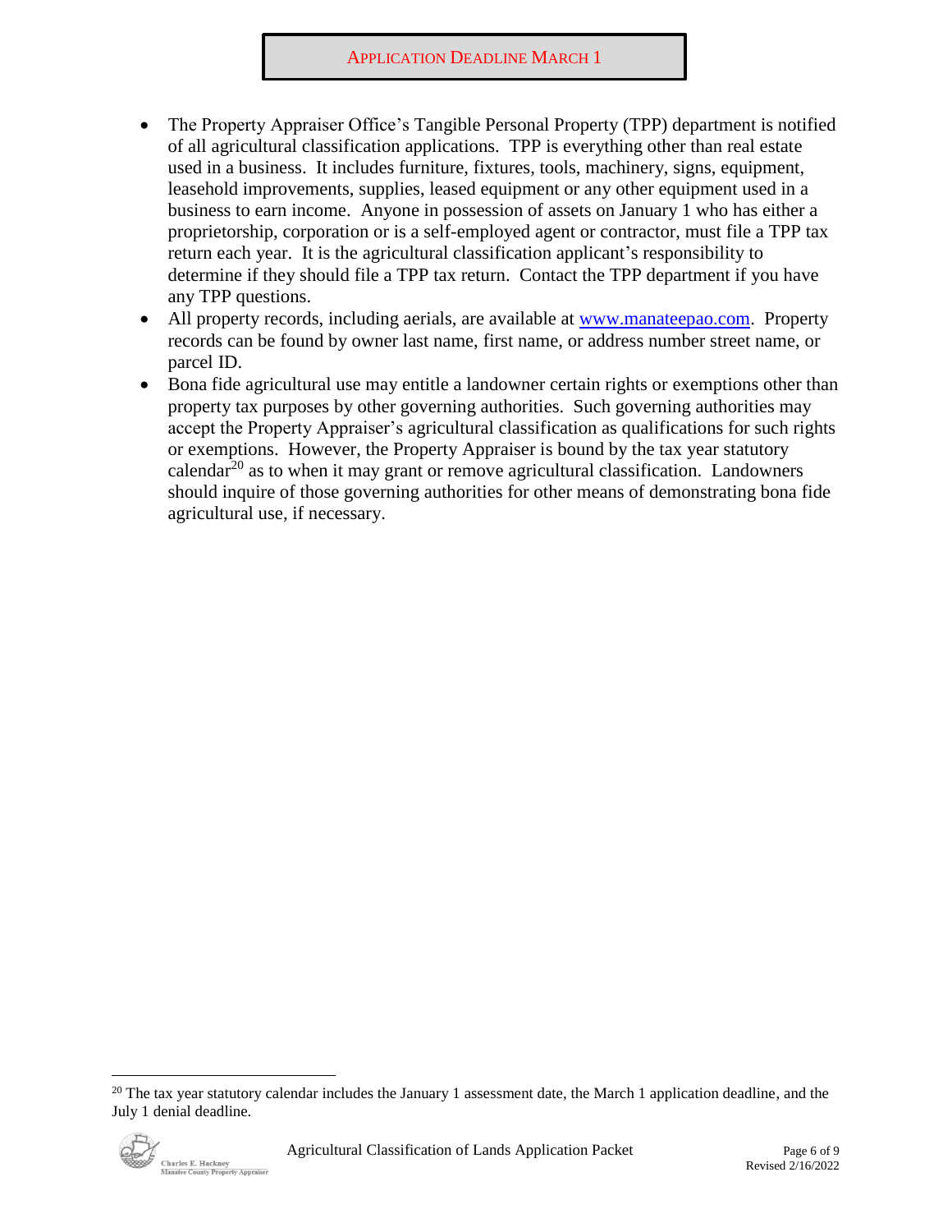- The Property Appraiser Office's Tangible Personal Property (TPP) department is notified of all agricultural classification applications. TPP is everything other than real estate used in a business. It includes furniture, fixtures, tools, machinery, signs, equipment, leasehold improvements, supplies, leased equipment or any other equipment used in a business to earn income. Anyone in possession of assets on January 1 who has either a proprietorship, corporation or is a self-employed agent or contractor, must file a TPP tax return each year. It is the agricultural classification applicant's responsibility to determine if they should file a TPP tax return. Contact the TPP department if you have any TPP questions.
- All property records, including aerials, are available at [www.manateepao.com](http://www.manateepao.com). Property records can be found by owner last name, first name, or address number street name, or parcel ID.
- Bona fide agricultural use may entitle a landowner certain rights or exemptions other than property tax purposes by other governing authorities. Such governing authorities may accept the Property Appraiser's agricultural classification as qualifications for such rights or exemptions. However, the Property Appraiser is bound by the tax year statutory calendar[20] as to when it may grant or remove agricultural classification. Landowners should inquire of those governing authorities for other means of demonstrating bona fide agricultural use, if necessary.

---

[20] The tax year statutory calendar includes the January 1 assessment date, the March 1 application deadline, and the July 1 denial deadline.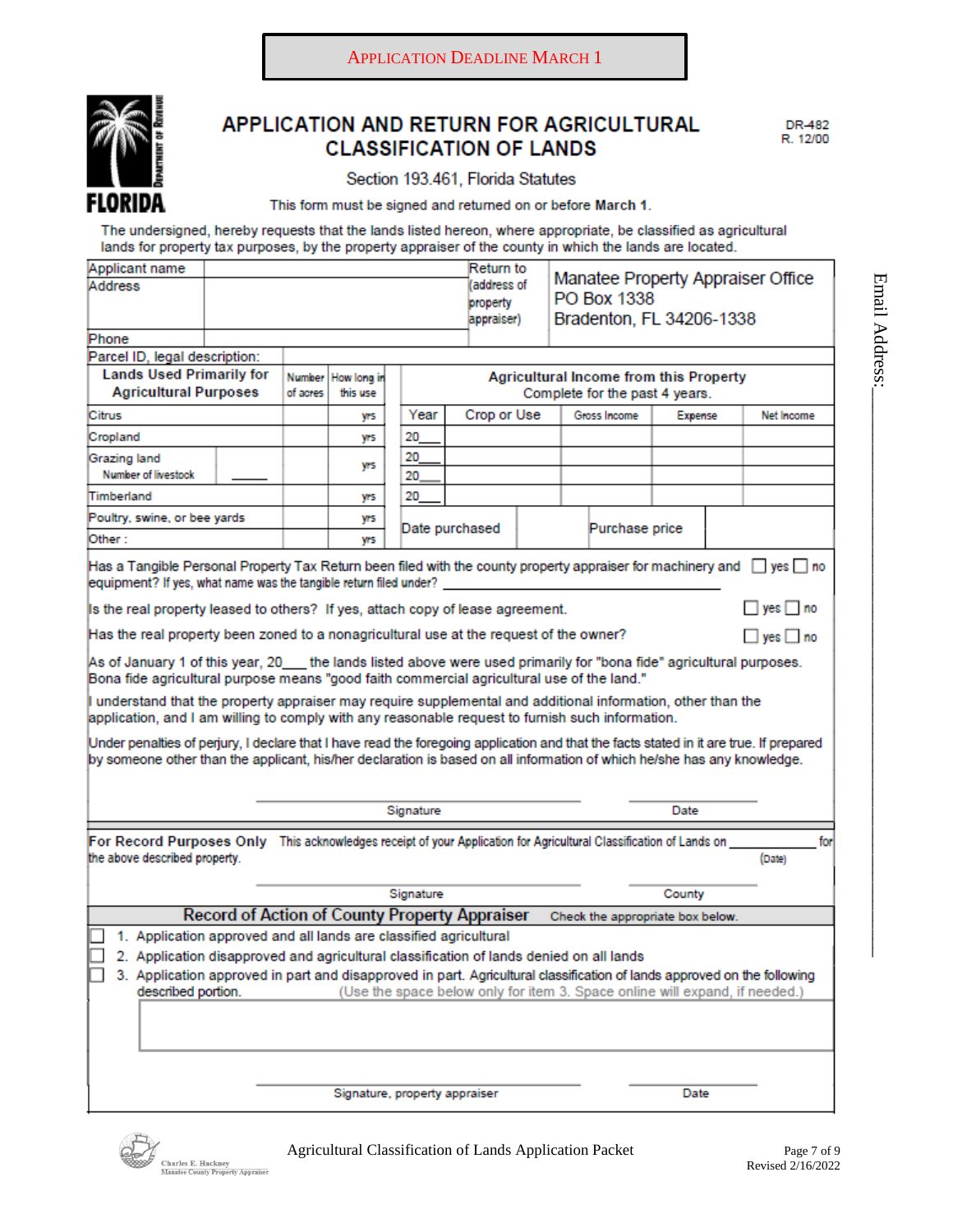APPLICATION DEADLINE MARCH 1

# APPLICATION AND RETURN FOR AGRICULTURAL CLASSIFICATION OF LANDS

DR-482
R. 12/00

Section 193.461, Florida Statutes

This form must be signed and returned on or before **March 1**.

The undersigned, hereby requests that the lands listed hereon, where appropriate, be classified as agricultural lands for property tax purposes, by the property appraiser of the county in which the lands are located.

Email Address: ____________________

| Applicant name | | Return to (address of property appraiser) | Manatee Property Appraiser Office<br>PO Box 1338<br>Bradenton, FL 34206-1338 |
|---|---|---|---|
| Address | | | |
| Phone | | | |

Parcel ID, legal description:

| Lands Used Primarily for Agricultural Purposes | | Number of acres | How long in this use | Agricultural Income from this Property Complete for the past 4 years. | | | | |
|---|---|---|---|---|---|---|---|---|
| | | | | Year | Crop or Use | Gross Income | Expense | Net Income |
| Citrus | | | yrs | | | | | |
| Cropland | | | yrs | 20___ | | | | |
| Grazing land | Number of livestock ____ | | yrs | 20___ | | | | |
| | | | | 20___ | | | | |
| Timberland | | | yrs | 20___ | | | | |
| Poultry, swine, or bee yards | | | yrs | Date purchased | | Purchase price | | |
| Other : | | | yrs | | | | | |

Has a Tangible Personal Property Tax Return been filed with the county property appraiser for machinery and equipment? If yes, what name was the tangible return filed under? ____________________ ☐ yes ☐ no

Is the real property leased to others? If yes, attach copy of lease agreement. ☐ yes ☐ no

Has the real property been zoned to a nonagricultural use at the request of the owner? ☐ yes ☐ no

As of January 1 of this year, 20___ the lands listed above were used primarily for "bona fide" agricultural purposes. Bona fide agricultural purpose means "good faith commercial agricultural use of the land."

I understand that the property appraiser may require supplemental and additional information, other than the application, and I am willing to comply with any reasonable request to furnish such information.

Under penalties of perjury, I declare that I have read the foregoing application and that the facts stated in it are true. If prepared by someone other than the applicant, his/her declaration is based on all information of which he/she has any knowledge.

____________________ Signature ____________________ Date

**For Record Purposes Only** This acknowledges receipt of your Application for Agricultural Classification of Lands on ____________ (Date) for the above described property.

____________________ Signature ____________________ County

## Record of Action of County Property Appraiser

Check the appropriate box below.

☐ 1. Application approved and all lands are classified agricultural

☐ 2. Application disapproved and agricultural classification of lands denied on all lands

☐ 3. Application approved in part and disapproved in part. Agricultural classification of lands approved on the following described portion. (Use the space below only for item 3. Space online will expand, if needed.)

____________________ Signature, property appraiser ____________________ Date

Charles E. Hackney
Manatee County Property Appraiser

Agricultural Classification of Lands Application Packet

Revised 2/16/2022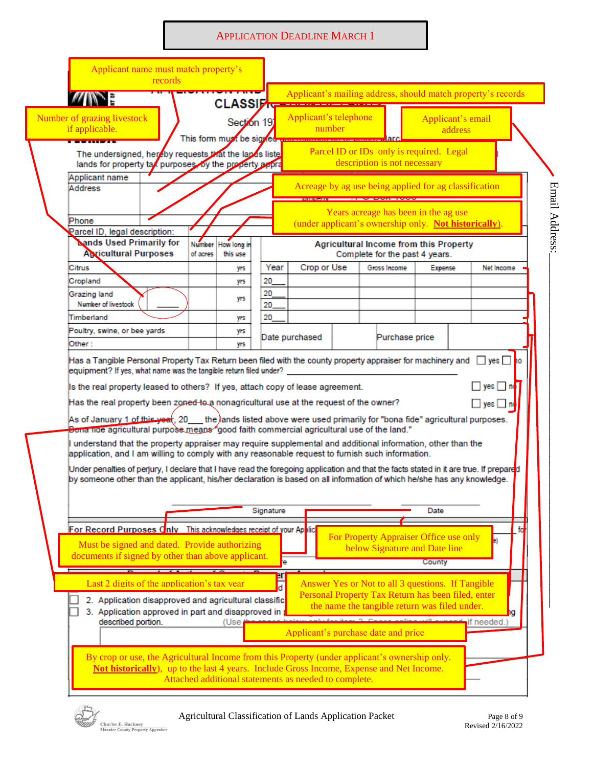APPLICATION DEADLINE MARCH 1

Applicant name must match property's records

Applicant's mailing address, should match property's records

Number of grazing livestock if applicable.

Applicant's telephone number

Applicant's email address

CLASSIF...

Section 19...

This form must be signed ... March

The undersigned, hereby requests that the lands liste... lands for property tax purposes, by the property appra...

Parcel ID or IDs only is required. Legal description is not necessary

Acreage by ag use being applied for ag classification

Years acreage has been in the ag use (under applicant's ownership only. **Not historically**).

Email Address:

| Applicant name | |
|---|---|
| Address | |
| Phone | |
| Parcel ID, legal description: | |

| Lands Used Primarily for Agricultural Purposes | Number of acres | How long in this use |
|---|---|---|
| Citrus | | yrs |
| Cropland | | yrs |
| Grazing land Number of livestock ____ | | yrs |
| Timberland | | yrs |
| Poultry, swine, or bee yards | | yrs |
| Other : | | yrs |

Agricultural Income from this Property
Complete for the past 4 years.

| Year | Crop or Use | Gross Income | Expense | Net Income |
|---|---|---|---|---|
| 20__ | | | | |
| 20__ | | | | |
| 20__ | | | | |
| 20__ | | | | |

| Date purchased | | Purchase price | |
|---|---|---|---|

Has a Tangible Personal Property Tax Return been filed with the county property appraiser for machinery and equipment? If yes, what name was the tangible return filed under? ____________ ☐ yes ☐ no

Is the real property leased to others? If yes, attach copy of lease agreement. ☐ yes ☐ no

Has the real property been zoned to a nonagricultural use at the request of the owner? ☐ yes ☐ no

As of January 1 of this year, 20___ the lands listed above were used primarily for "bona fide" agricultural purposes. Bona fide agricultural purpose means "good faith commercial agricultural use of the land."

I understand that the property appraiser may require supplemental and additional information, other than the application, and I am willing to comply with any reasonable request to furnish such information.

Under penalties of perjury, I declare that I have read the foregoing application and that the facts stated in it are true. If prepared by someone other than the applicant, his/her declaration is based on all information of which he/she has any knowledge.

Signature ____________ Date ____________

For Record Purposes Only This acknowledges receipt of your Applic...

Must be signed and dated. Provide authorizing documents if signed by other than above applicant.

For Property Appraiser Office use only below Signature and Date line

Last 2 digits of the application's tax year

Answer Yes or Not to all 3 questions. If Tangible Personal Property Tax Return has been filed, enter the name the tangible return was filed under.

2. Application disapproved and agricultural classific...

3. Application approved in part and disapproved in p... described portion. (Use the space below only for item 3. Space online will expand if needed.)

Applicant's purchase date and price

By crop or use, the Agricultural Income from this Property (under applicant's ownership only. **Not historically**), up to the last 4 years. Include Gross Income, Expense and Net Income. Attached additional statements as needed to complete.

Charles E. Hackney
Manatee County Property Appraiser

Agricultural Classification of Lands Application Packet

Revised 2/16/2022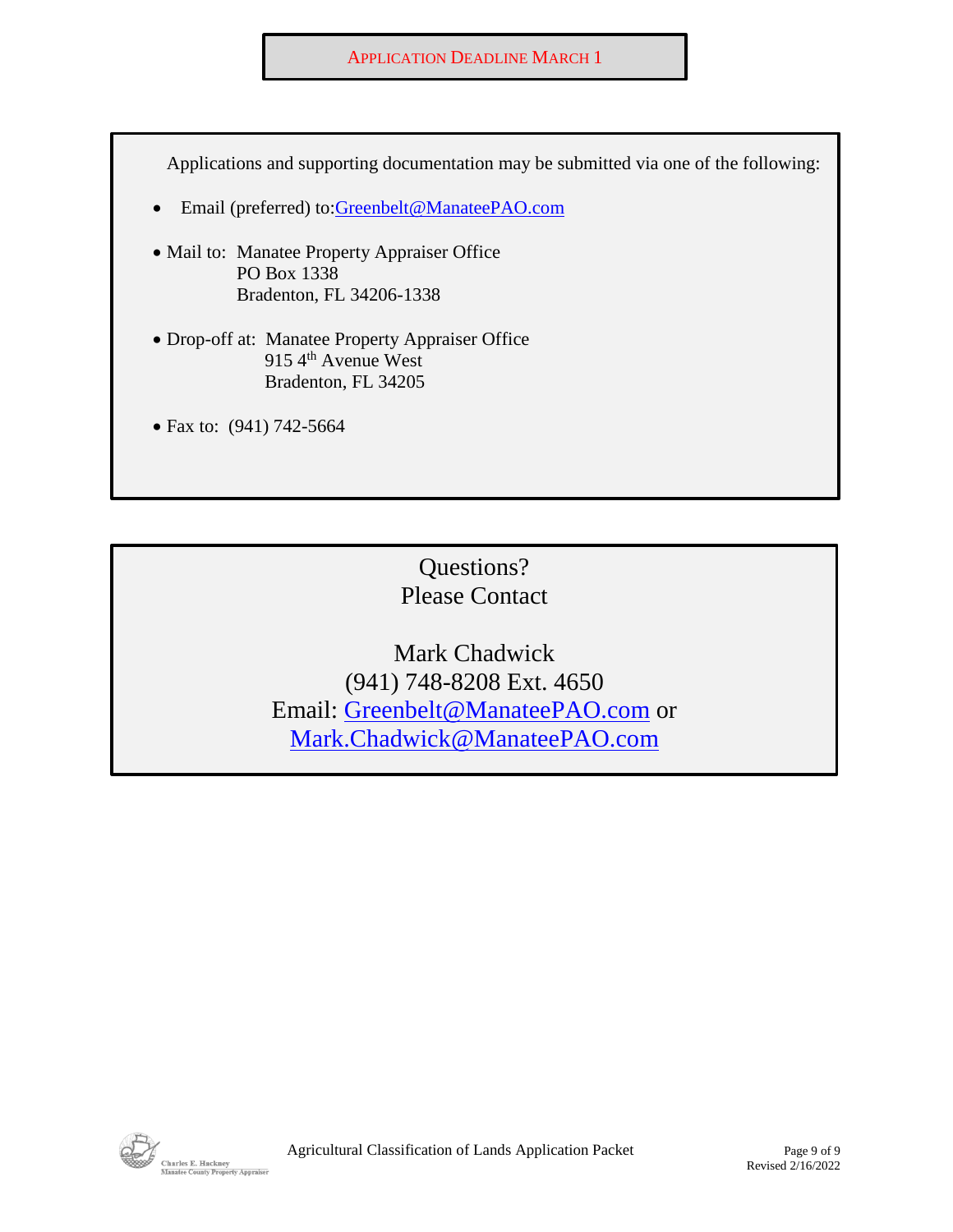APPLICATION DEADLINE MARCH 1

Applications and supporting documentation may be submitted via one of the following:

- Email (preferred) to: Greenbelt@ManateePAO.com
- Mail to: Manatee Property Appraiser Office  
  PO Box 1338  
  Bradenton, FL 34206-1338
- Drop-off at: Manatee Property Appraiser Office  
  915 4th Avenue West  
  Bradenton, FL 34205
- Fax to: (941) 742-5664

Questions?  
Please Contact

Mark Chadwick  
(941) 748-8208 Ext. 4650  
Email: Greenbelt@ManateePAO.com or  
Mark.Chadwick@ManateePAO.com